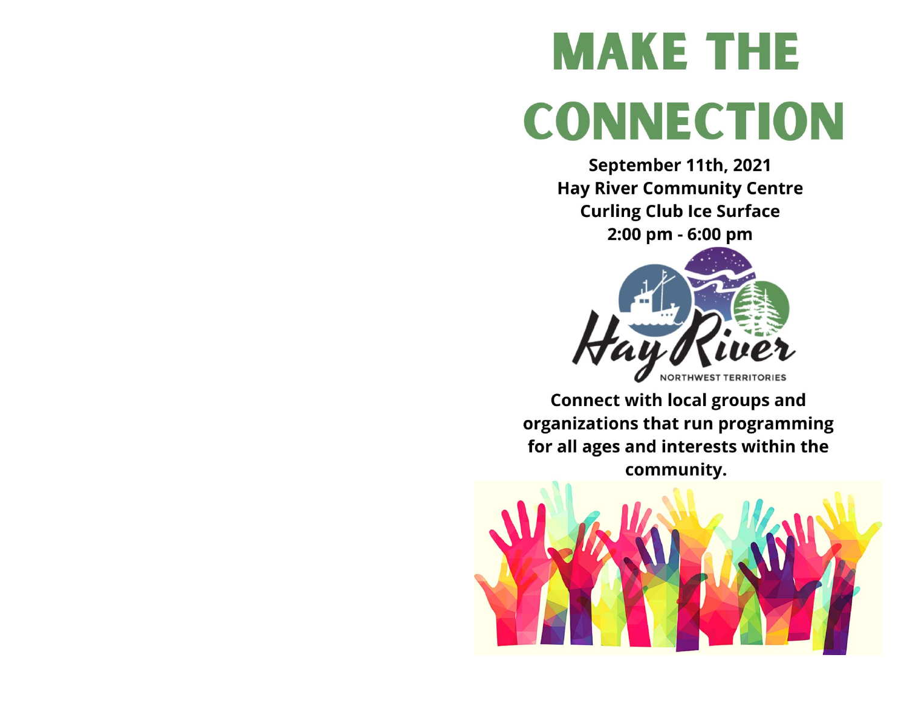# MAKE THE CONNECTION

**September 11th, 2021**
**Hay River Community Centre**
**Curling Club Ice Surface**
**2:00 pm - 6:00 pm**

Hay River
NORTHWEST TERRITORIES

**Connect with local groups and organizations that run programming for all ages and interests within the community.**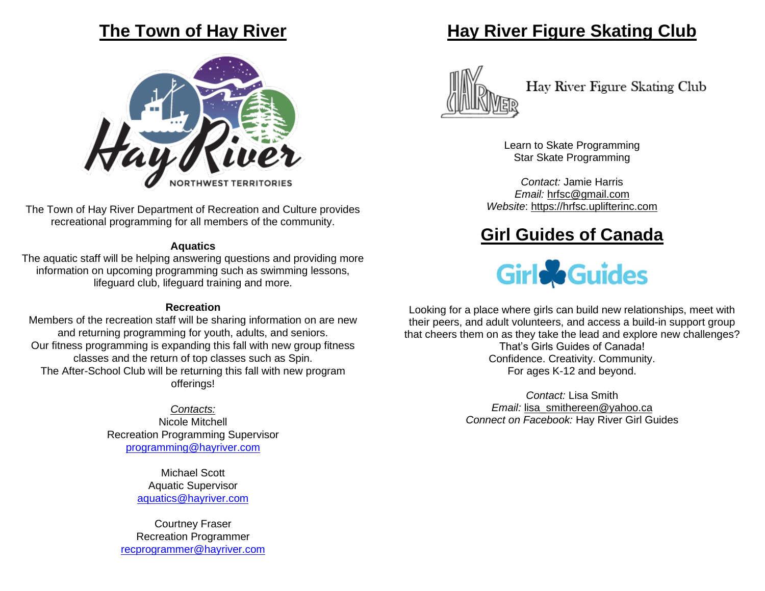## The Town of Hay River

The Town of Hay River Department of Recreation and Culture provides recreational programming for all members of the community.

**Aquatics**

The aquatic staff will be helping answering questions and providing more information on upcoming programming such as swimming lessons, lifeguard club, lifeguard training and more.

**Recreation**

Members of the recreation staff will be sharing information on are new and returning programming for youth, adults, and seniors.
Our fitness programming is expanding this fall with new group fitness classes and the return of top classes such as Spin.
The After-School Club will be returning this fall with new program offerings!

*Contacts:*

Nicole Mitchell
Recreation Programming Supervisor
programming@hayriver.com

Michael Scott
Aquatic Supervisor
aquatics@hayriver.com

Courtney Fraser
Recreation Programmer
recprogrammer@hayriver.com

## Hay River Figure Skating Club

Hay River Figure Skating Club

Learn to Skate Programming
Star Skate Programming

*Contact:* Jamie Harris
*Email:* hrfsc@gmail.com
*Website*: https://hrfsc.uplifterinc.com

## Girl Guides of Canada

Looking for a place where girls can build new relationships, meet with their peers, and adult volunteers, and access a build-in support group that cheers them on as they take the lead and explore new challenges?
That's Girls Guides of Canada!
Confidence. Creativity. Community.
For ages K-12 and beyond.

*Contact:* Lisa Smith
*Email:* lisa_smithereen@yahoo.ca
*Connect on Facebook:* Hay River Girl Guides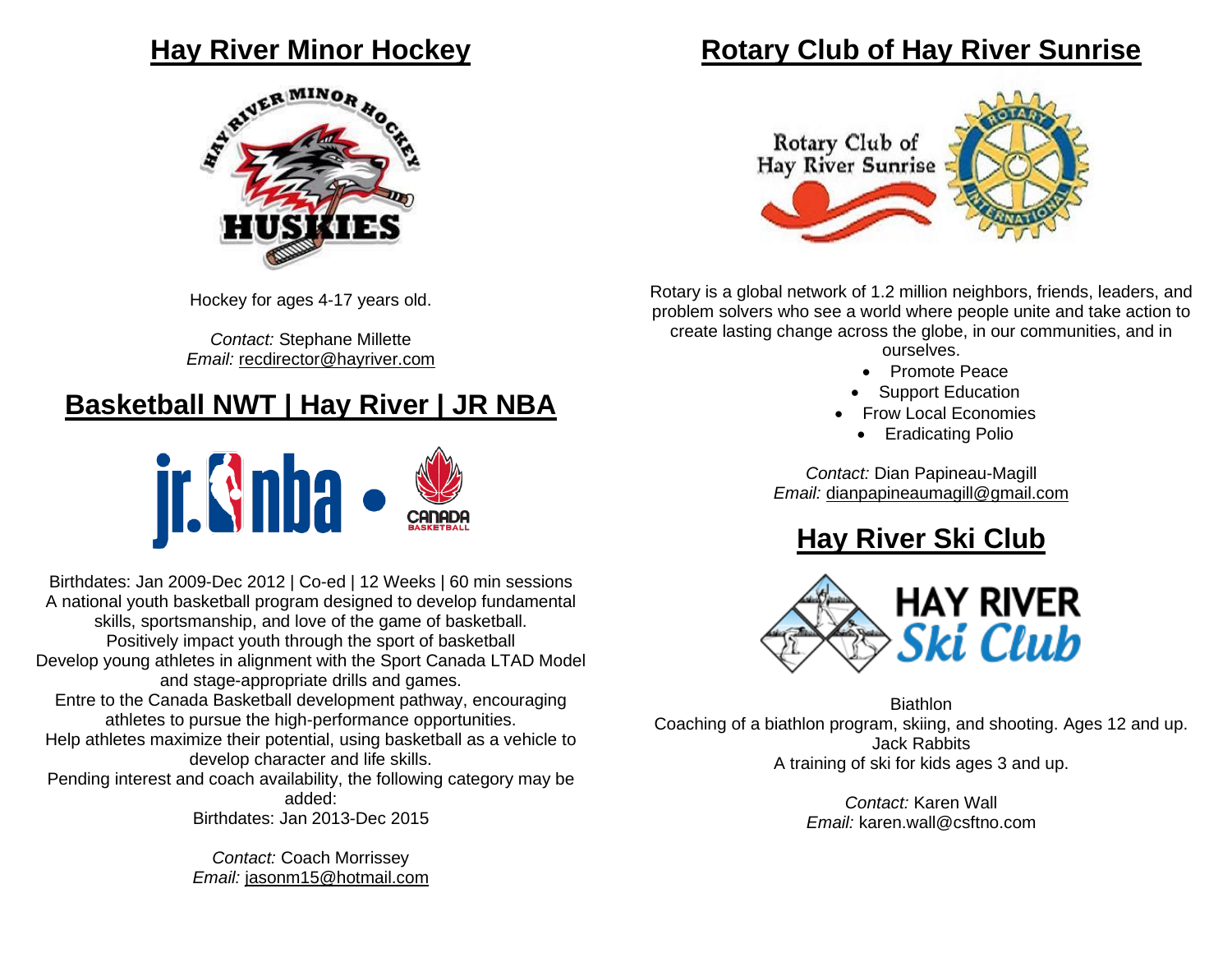## Hay River Minor Hockey

Hockey for ages 4-17 years old.

*Contact:* Stephane Millette
*Email:* recdirector@hayriver.com

## Basketball NWT | Hay River | JR NBA

Birthdates: Jan 2009-Dec 2012 | Co-ed | 12 Weeks | 60 min sessions
A national youth basketball program designed to develop fundamental skills, sportsmanship, and love of the game of basketball.
Positively impact youth through the sport of basketball
Develop young athletes in alignment with the Sport Canada LTAD Model and stage-appropriate drills and games.
Entre to the Canada Basketball development pathway, encouraging athletes to pursue the high-performance opportunities.
Help athletes maximize their potential, using basketball as a vehicle to develop character and life skills.
Pending interest and coach availability, the following category may be added:
Birthdates: Jan 2013-Dec 2015

*Contact:* Coach Morrissey
*Email:* jasonm15@hotmail.com

## Rotary Club of Hay River Sunrise

Rotary is a global network of 1.2 million neighbors, friends, leaders, and problem solvers who see a world where people unite and take action to create lasting change across the globe, in our communities, and in ourselves.

- Promote Peace
- Support Education
- Frow Local Economies
- Eradicating Polio

*Contact:* Dian Papineau-Magill
*Email:* dianpapineaumagill@gmail.com

## Hay River Ski Club

Biathlon
Coaching of a biathlon program, skiing, and shooting. Ages 12 and up.
Jack Rabbits
A training of ski for kids ages 3 and up.

*Contact:* Karen Wall
*Email:* karen.wall@csftno.com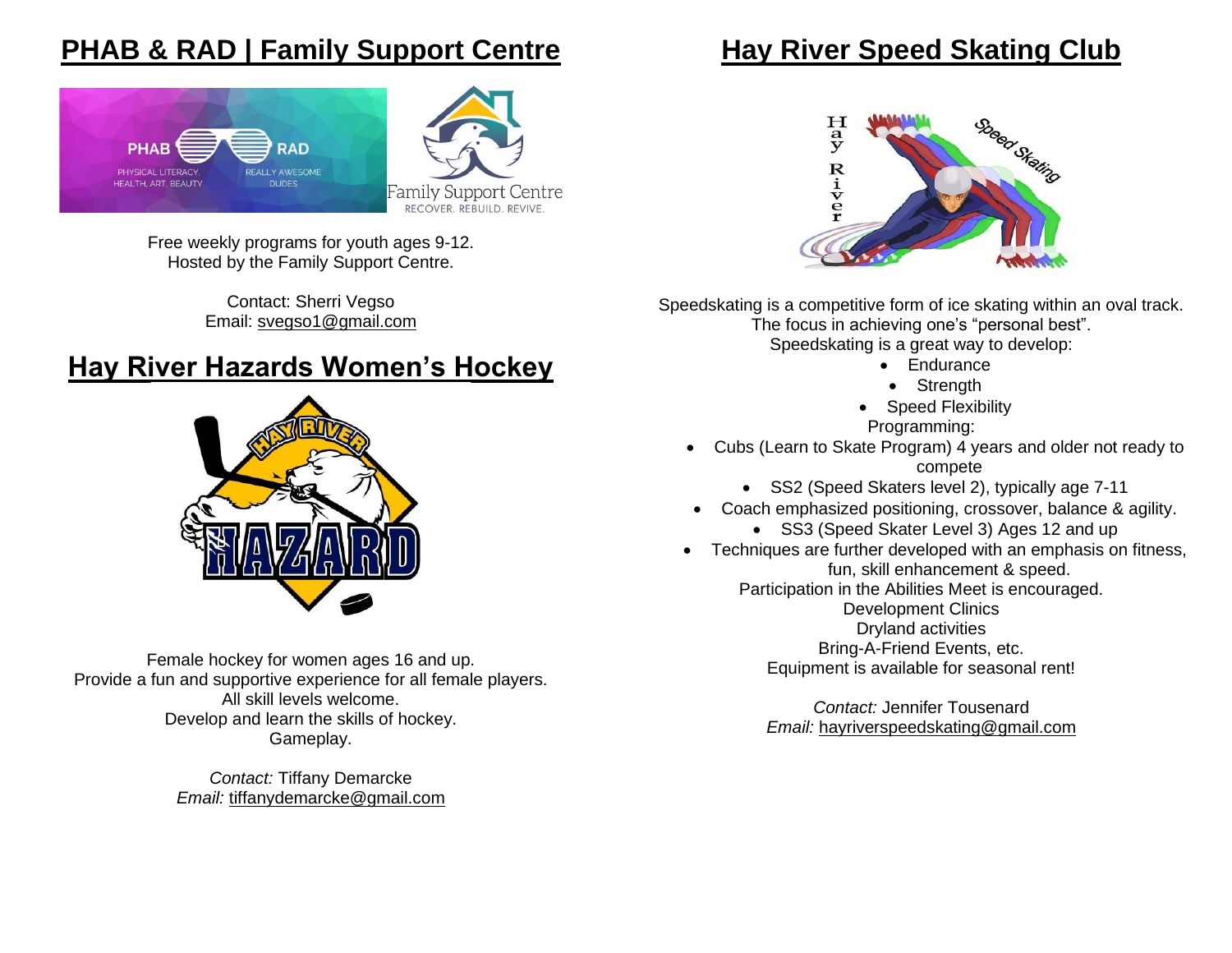## PHAB & RAD | Family Support Centre

Free weekly programs for youth ages 9-12.
Hosted by the Family Support Centre.

Contact: Sherri Vegso
Email: svegso1@gmail.com

## Hay River Hazards Women's Hockey

Female hockey for women ages 16 and up.
Provide a fun and supportive experience for all female players.
All skill levels welcome.
Develop and learn the skills of hockey.
Gameplay.

*Contact:* Tiffany Demarcke
*Email:* tiffanydemarcke@gmail.com

## Hay River Speed Skating Club

Speedskating is a competitive form of ice skating within an oval track.
The focus in achieving one's "personal best".
Speedskating is a great way to develop:

- Endurance
- Strength
- Speed Flexibility

Programming:

- Cubs (Learn to Skate Program) 4 years and older not ready to compete
- SS2 (Speed Skaters level 2), typically age 7-11
- Coach emphasized positioning, crossover, balance & agility.
- SS3 (Speed Skater Level 3) Ages 12 and up
- Techniques are further developed with an emphasis on fitness, fun, skill enhancement & speed.

Participation in the Abilities Meet is encouraged.
Development Clinics
Dryland activities
Bring-A-Friend Events, etc.
Equipment is available for seasonal rent!

*Contact:* Jennifer Tousenard
*Email:* hayriverspeedskating@gmail.com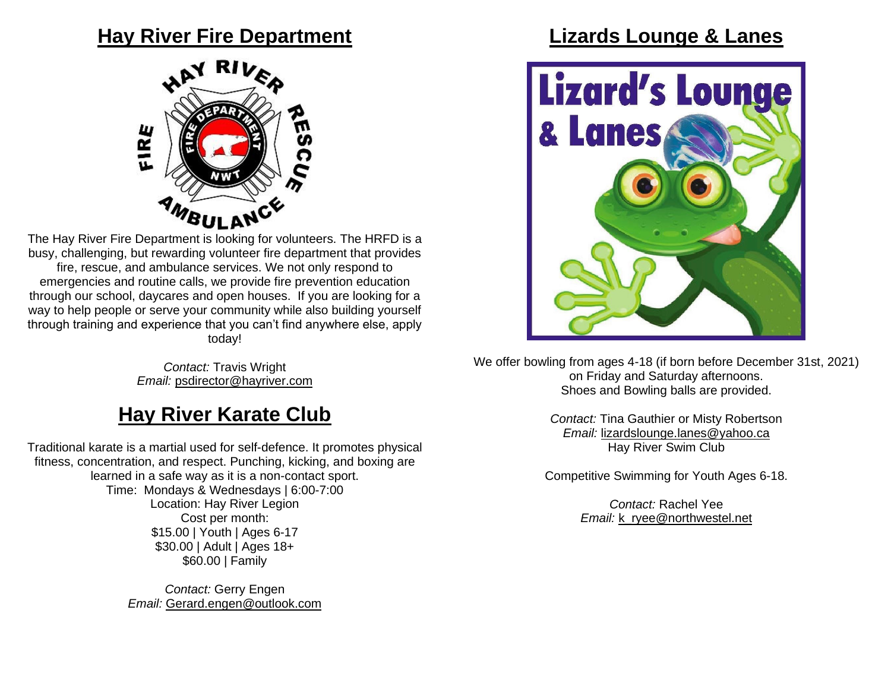## Hay River Fire Department

The Hay River Fire Department is looking for volunteers. The HRFD is a busy, challenging, but rewarding volunteer fire department that provides fire, rescue, and ambulance services. We not only respond to emergencies and routine calls, we provide fire prevention education through our school, daycares and open houses. If you are looking for a way to help people or serve your community while also building yourself through training and experience that you can't find anywhere else, apply today!

*Contact:* Travis Wright
*Email:* psdirector@hayriver.com

## Hay River Karate Club

Traditional karate is a martial used for self-defence. It promotes physical fitness, concentration, and respect. Punching, kicking, and boxing are learned in a safe way as it is a non-contact sport.

Time: Mondays & Wednesdays | 6:00-7:00
Location: Hay River Legion
Cost per month:
$15.00 | Youth | Ages 6-17
$30.00 | Adult | Ages 18+
$60.00 | Family

*Contact:* Gerry Engen
*Email:* Gerard.engen@outlook.com

## Lizards Lounge & Lanes

We offer bowling from ages 4-18 (if born before December 31st, 2021) on Friday and Saturday afternoons.
Shoes and Bowling balls are provided.

*Contact:* Tina Gauthier or Misty Robertson
*Email:* lizardslounge.lanes@yahoo.ca

Hay River Swim Club

Competitive Swimming for Youth Ages 6-18.

*Contact:* Rachel Yee
*Email:* k_ryee@northwestel.net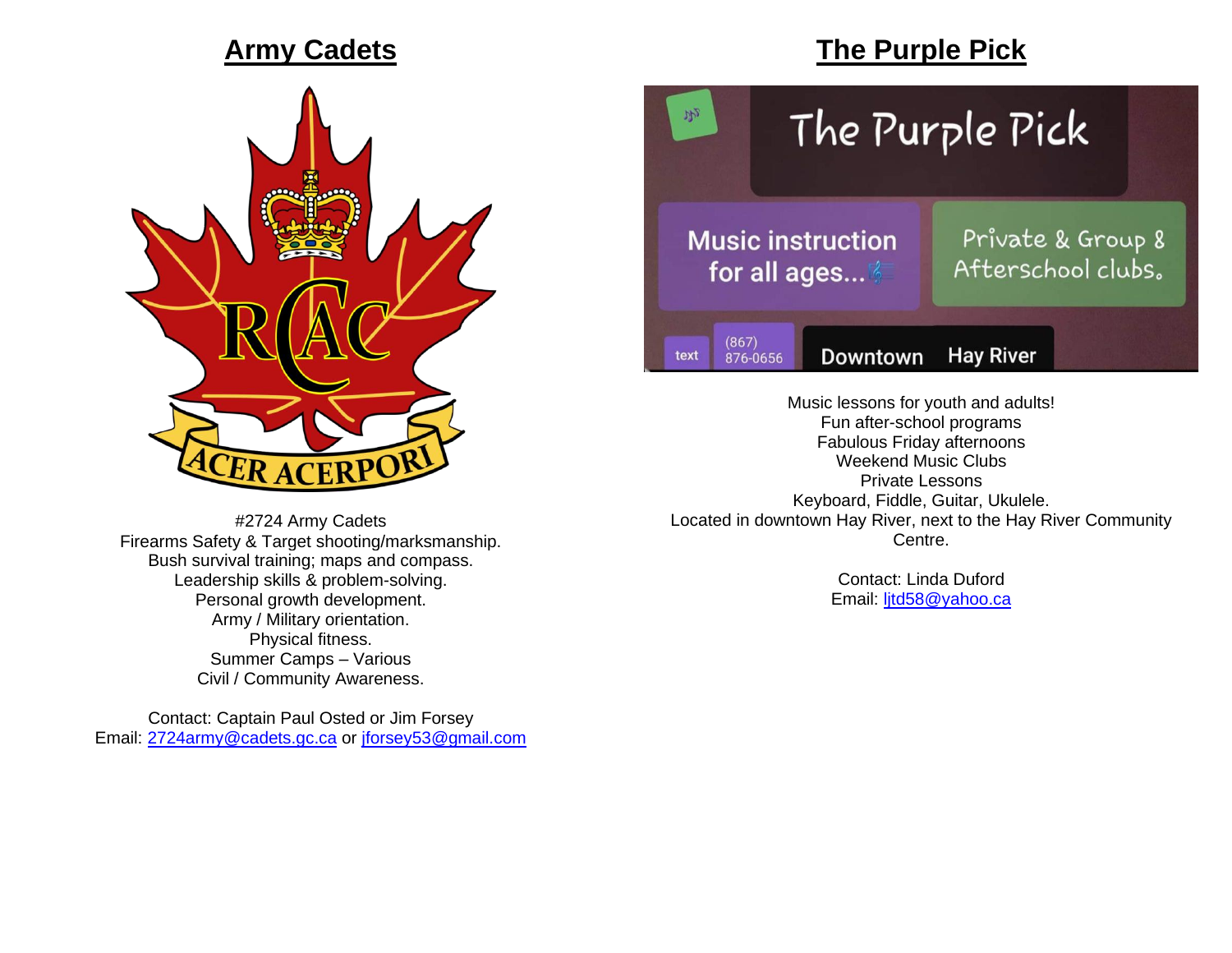## Army Cadets

#2724 Army Cadets
Firearms Safety & Target shooting/marksmanship.
Bush survival training; maps and compass.
Leadership skills & problem-solving.
Personal growth development.
Army / Military orientation.
Physical fitness.
Summer Camps – Various
Civil / Community Awareness.

Contact: Captain Paul Osted or Jim Forsey
Email: 2724army@cadets.gc.ca or jforsey53@gmail.com

## The Purple Pick

Music lessons for youth and adults!
Fun after-school programs
Fabulous Friday afternoons
Weekend Music Clubs
Private Lessons
Keyboard, Fiddle, Guitar, Ukulele.
Located in downtown Hay River, next to the Hay River Community Centre.

Contact: Linda Duford
Email: ljtd58@yahoo.ca